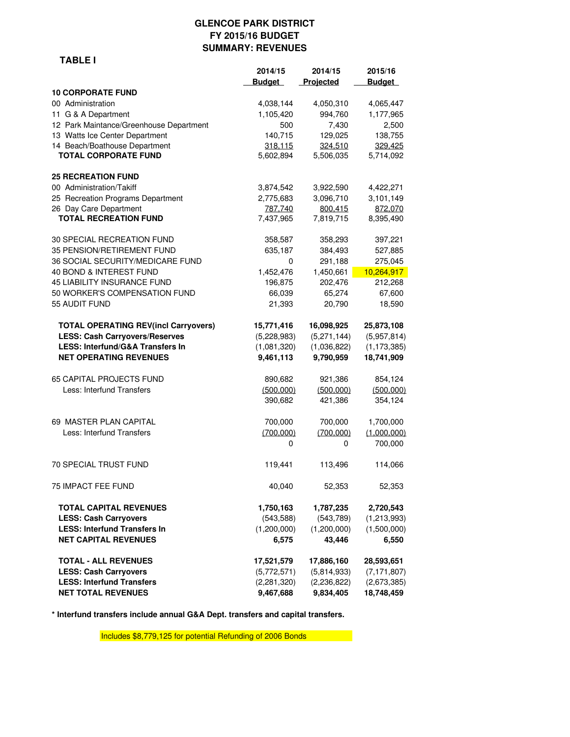# GLENCOE PARK DISTRICT
## FY 2015/16 BUDGET
## SUMMARY: REVENUES

**TABLE I**

| | 2014/15 Budget | 2014/15 Projected | 2015/16 Budget |
|---|---|---|---|
| **10 CORPORATE FUND** | | | |
| 00 Administration | 4,038,144 | 4,050,310 | 4,065,447 |
| 11 G & A Department | 1,105,420 | 994,760 | 1,177,965 |
| 12 Park Maintance/Greenhouse Department | 500 | 7,430 | 2,500 |
| 13 Watts Ice Center Department | 140,715 | 129,025 | 138,755 |
| 14 Beach/Boathouse Department | 318,115 | 324,510 | 329,425 |
| **TOTAL CORPORATE FUND** | 5,602,894 | 5,506,035 | 5,714,092 |
| **25 RECREATION FUND** | | | |
| 00 Administration/Takiff | 3,874,542 | 3,922,590 | 4,422,271 |
| 25 Recreation Programs Department | 2,775,683 | 3,096,710 | 3,101,149 |
| 26 Day Care Department | 787,740 | 800,415 | 872,070 |
| **TOTAL RECREATION FUND** | 7,437,965 | 7,819,715 | 8,395,490 |
| 30 SPECIAL RECREATION FUND | 358,587 | 358,293 | 397,221 |
| 35 PENSION/RETIREMENT FUND | 635,187 | 384,493 | 527,885 |
| 36 SOCIAL SECURITY/MEDICARE FUND | 0 | 291,188 | 275,045 |
| 40 BOND & INTEREST FUND | 1,452,476 | 1,450,661 | 10,264,917 |
| 45 LIABILITY INSURANCE FUND | 196,875 | 202,476 | 212,268 |
| 50 WORKER'S COMPENSATION FUND | 66,039 | 65,274 | 67,600 |
| 55 AUDIT FUND | 21,393 | 20,790 | 18,590 |
| **TOTAL OPERATING REV(incl Carryovers)** | **15,771,416** | **16,098,925** | **25,873,108** |
| **LESS: Cash Carryovers/Reserves** | (5,228,983) | (5,271,144) | (5,957,814) |
| **LESS: Interfund/G&A Transfers In** | (1,081,320) | (1,036,822) | (1,173,385) |
| **NET OPERATING REVENUES** | **9,461,113** | **9,790,959** | **18,741,909** |
| 65 CAPITAL PROJECTS FUND | 890,682 | 921,386 | 854,124 |
| Less: Interfund Transfers | (500,000) | (500,000) | (500,000) |
| | 390,682 | 421,386 | 354,124 |
| 69 MASTER PLAN CAPITAL | 700,000 | 700,000 | 1,700,000 |
| Less: Interfund Transfers | (700,000) | (700,000) | (1,000,000) |
| | 0 | 0 | 700,000 |
| 70 SPECIAL TRUST FUND | 119,441 | 113,496 | 114,066 |
| 75 IMPACT FEE FUND | 40,040 | 52,353 | 52,353 |
| **TOTAL CAPITAL REVENUES** | **1,750,163** | **1,787,235** | **2,720,543** |
| **LESS: Cash Carryovers** | (543,588) | (543,789) | (1,213,993) |
| **LESS: Interfund Transfers In** | (1,200,000) | (1,200,000) | (1,500,000) |
| **NET CAPITAL REVENUES** | **6,575** | **43,446** | **6,550** |
| **TOTAL - ALL REVENUES** | **17,521,579** | **17,886,160** | **28,593,651** |
| **LESS: Cash Carryovers** | (5,772,571) | (5,814,933) | (7,171,807) |
| **LESS: Interfund Transfers** | (2,281,320) | (2,236,822) | (2,673,385) |
| **NET TOTAL REVENUES** | **9,467,688** | **9,834,405** | **18,748,459** |

**\* Interfund transfers include annual G&A Dept. transfers and capital transfers.**

Includes $8,779,125 for potential Refunding of 2006 Bonds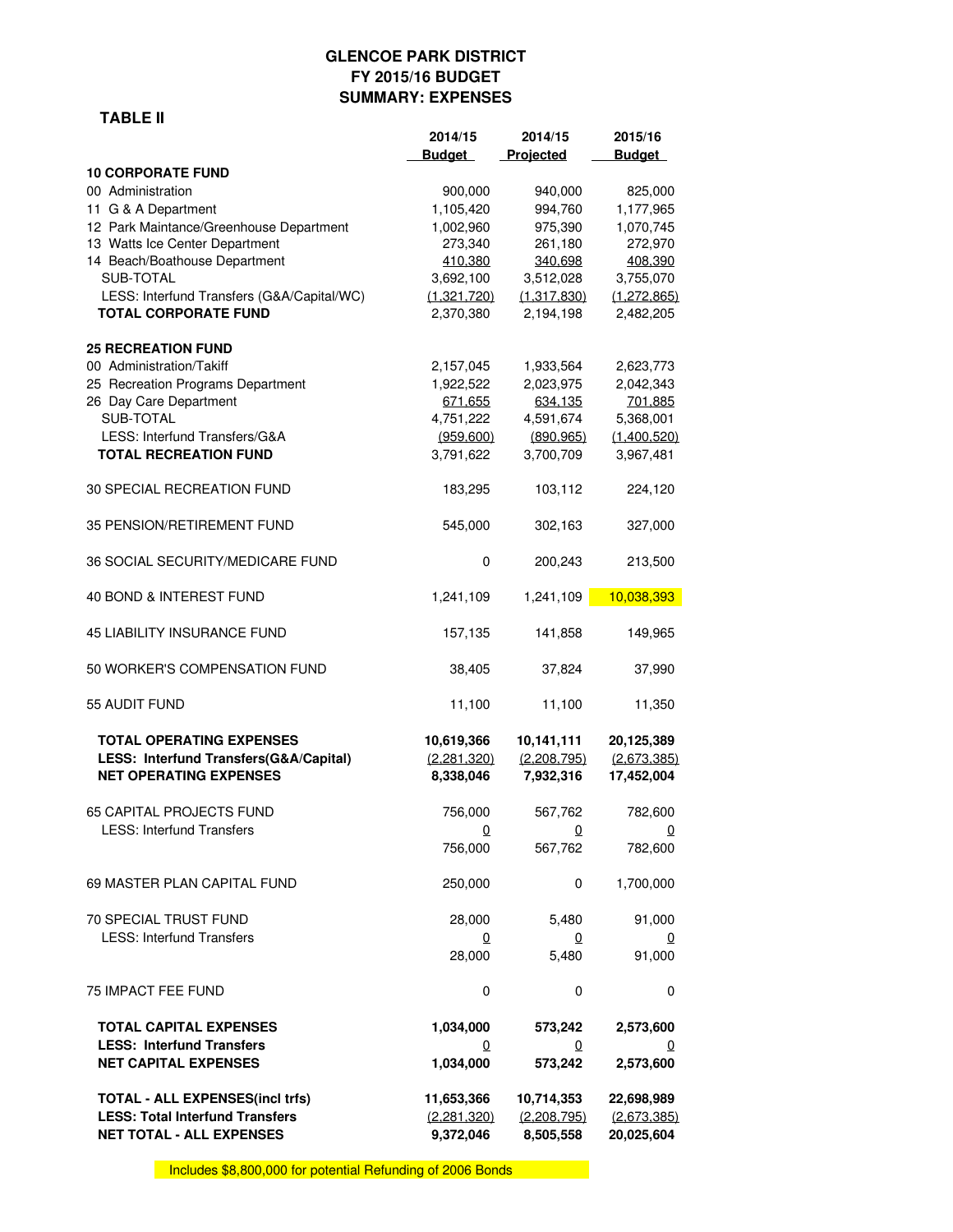# GLENCOE PARK DISTRICT
## FY 2015/16 BUDGET
## SUMMARY: EXPENSES

**TABLE II**

| | 2014/15 Budget | 2014/15 Projected | 2015/16 Budget |
|---|---|---|---|
| **10 CORPORATE FUND** | | | |
| 00 Administration | 900,000 | 940,000 | 825,000 |
| 11 G & A Department | 1,105,420 | 994,760 | 1,177,965 |
| 12 Park Maintance/Greenhouse Department | 1,002,960 | 975,390 | 1,070,745 |
| 13 Watts Ice Center Department | 273,340 | 261,180 | 272,970 |
| 14 Beach/Boathouse Department | 410,380 | 340,698 | 408,390 |
| SUB-TOTAL | 3,692,100 | 3,512,028 | 3,755,070 |
| LESS: Interfund Transfers (G&A/Capital/WC) | (1,321,720) | (1,317,830) | (1,272,865) |
| **TOTAL CORPORATE FUND** | 2,370,380 | 2,194,198 | 2,482,205 |
| | | | |
| **25 RECREATION FUND** | | | |
| 00 Administration/Takiff | 2,157,045 | 1,933,564 | 2,623,773 |
| 25 Recreation Programs Department | 1,922,522 | 2,023,975 | 2,042,343 |
| 26 Day Care Department | 671,655 | 634,135 | 701,885 |
| SUB-TOTAL | 4,751,222 | 4,591,674 | 5,368,001 |
| LESS: Interfund Transfers/G&A | (959,600) | (890,965) | (1,400,520) |
| **TOTAL RECREATION FUND** | 3,791,622 | 3,700,709 | 3,967,481 |
| | | | |
| 30 SPECIAL RECREATION FUND | 183,295 | 103,112 | 224,120 |
| 35 PENSION/RETIREMENT FUND | 545,000 | 302,163 | 327,000 |
| 36 SOCIAL SECURITY/MEDICARE FUND | 0 | 200,243 | 213,500 |
| 40 BOND & INTEREST FUND | 1,241,109 | 1,241,109 | 10,038,393 |
| 45 LIABILITY INSURANCE FUND | 157,135 | 141,858 | 149,965 |
| 50 WORKER'S COMPENSATION FUND | 38,405 | 37,824 | 37,990 |
| 55 AUDIT FUND | 11,100 | 11,100 | 11,350 |
| | | | |
| **TOTAL OPERATING EXPENSES** | **10,619,366** | **10,141,111** | **20,125,389** |
| **LESS: Interfund Transfers(G&A/Capital)** | **(2,281,320)** | **(2,208,795)** | **(2,673,385)** |
| **NET OPERATING EXPENSES** | **8,338,046** | **7,932,316** | **17,452,004** |
| | | | |
| 65 CAPITAL PROJECTS FUND | 756,000 | 567,762 | 782,600 |
| LESS: Interfund Transfers | 0 | 0 | 0 |
| | 756,000 | 567,762 | 782,600 |
| | | | |
| 69 MASTER PLAN CAPITAL FUND | 250,000 | 0 | 1,700,000 |
| | | | |
| 70 SPECIAL TRUST FUND | 28,000 | 5,480 | 91,000 |
| LESS: Interfund Transfers | 0 | 0 | 0 |
| | 28,000 | 5,480 | 91,000 |
| | | | |
| 75 IMPACT FEE FUND | 0 | 0 | 0 |
| | | | |
| **TOTAL CAPITAL EXPENSES** | **1,034,000** | **573,242** | **2,573,600** |
| **LESS: Interfund Transfers** | **0** | **0** | **0** |
| **NET CAPITAL EXPENSES** | **1,034,000** | **573,242** | **2,573,600** |
| | | | |
| **TOTAL - ALL EXPENSES(incl trfs)** | **11,653,366** | **10,714,353** | **22,698,989** |
| **LESS: Total Interfund Transfers** | **(2,281,320)** | **(2,208,795)** | **(2,673,385)** |
| **NET TOTAL - ALL EXPENSES** | **9,372,046** | **8,505,558** | **20,025,604** |

Includes $8,800,000 for potential Refunding of 2006 Bonds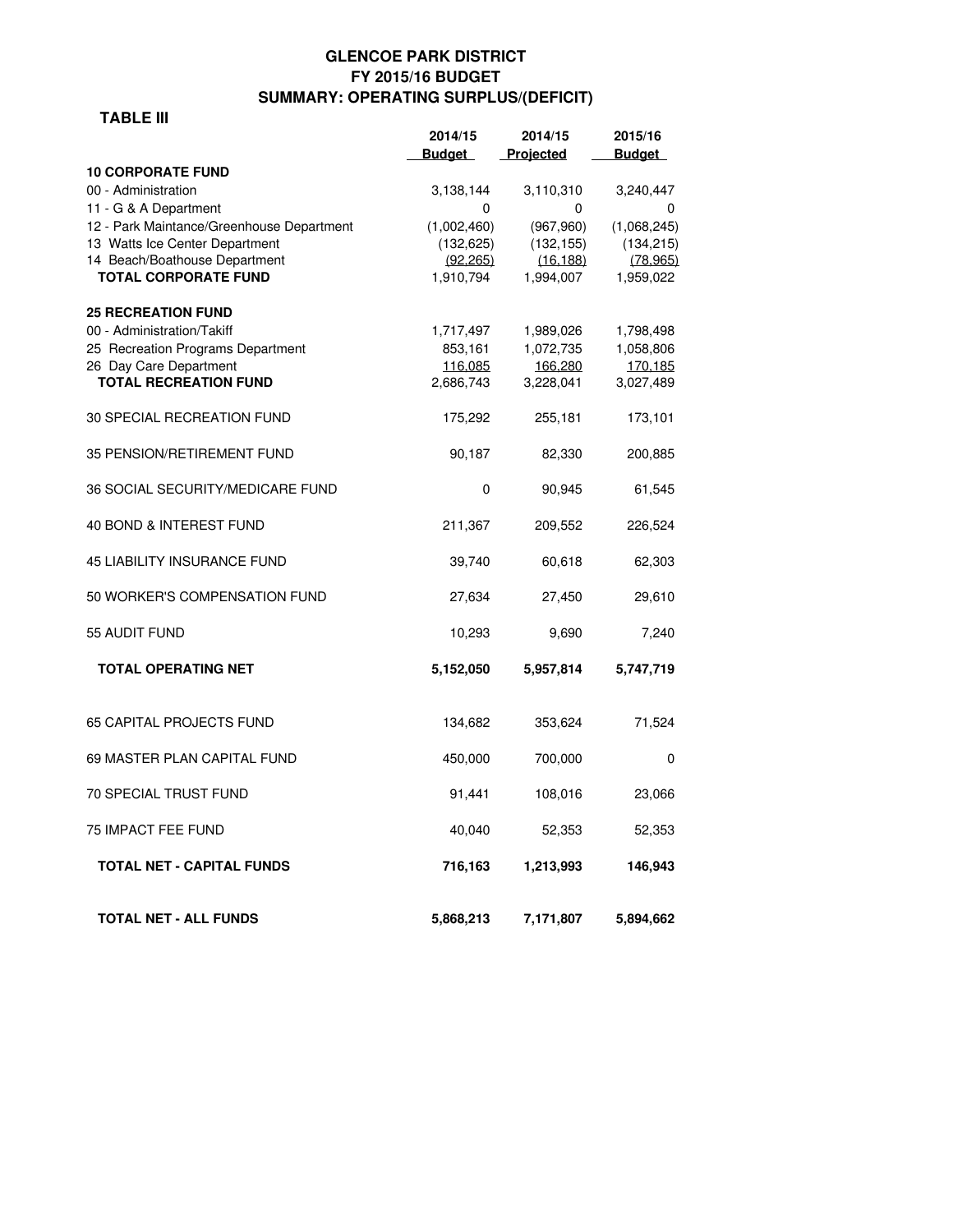# GLENCOE PARK DISTRICT
## FY 2015/16 BUDGET
## SUMMARY: OPERATING SURPLUS/(DEFICIT)

**TABLE III**

| | 2014/15 Budget | 2014/15 Projected | 2015/16 Budget |
|---|---|---|---|
| **10 CORPORATE FUND** | | | |
| 00 - Administration | 3,138,144 | 3,110,310 | 3,240,447 |
| 11 - G & A Department | 0 | 0 | 0 |
| 12 - Park Maintance/Greenhouse Department | (1,002,460) | (967,960) | (1,068,245) |
| 13 Watts Ice Center Department | (132,625) | (132,155) | (134,215) |
| 14 Beach/Boathouse Department | (92,265) | (16,188) | (78,965) |
| **TOTAL CORPORATE FUND** | 1,910,794 | 1,994,007 | 1,959,022 |
| **25 RECREATION FUND** | | | |
| 00 - Administration/Takiff | 1,717,497 | 1,989,026 | 1,798,498 |
| 25 Recreation Programs Department | 853,161 | 1,072,735 | 1,058,806 |
| 26 Day Care Department | 116,085 | 166,280 | 170,185 |
| **TOTAL RECREATION FUND** | 2,686,743 | 3,228,041 | 3,027,489 |
| 30 SPECIAL RECREATION FUND | 175,292 | 255,181 | 173,101 |
| 35 PENSION/RETIREMENT FUND | 90,187 | 82,330 | 200,885 |
| 36 SOCIAL SECURITY/MEDICARE FUND | 0 | 90,945 | 61,545 |
| 40 BOND & INTEREST FUND | 211,367 | 209,552 | 226,524 |
| 45 LIABILITY INSURANCE FUND | 39,740 | 60,618 | 62,303 |
| 50 WORKER'S COMPENSATION FUND | 27,634 | 27,450 | 29,610 |
| 55 AUDIT FUND | 10,293 | 9,690 | 7,240 |
| **TOTAL OPERATING NET** | **5,152,050** | **5,957,814** | **5,747,719** |
| 65 CAPITAL PROJECTS FUND | 134,682 | 353,624 | 71,524 |
| 69 MASTER PLAN CAPITAL FUND | 450,000 | 700,000 | 0 |
| 70 SPECIAL TRUST FUND | 91,441 | 108,016 | 23,066 |
| 75 IMPACT FEE FUND | 40,040 | 52,353 | 52,353 |
| **TOTAL NET - CAPITAL FUNDS** | **716,163** | **1,213,993** | **146,943** |
| **TOTAL NET - ALL FUNDS** | **5,868,213** | **7,171,807** | **5,894,662** |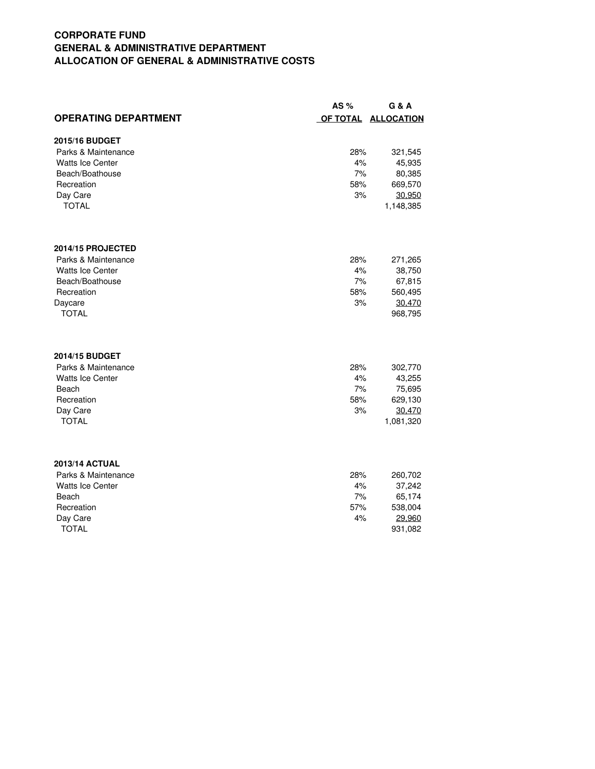**CORPORATE FUND**
**GENERAL & ADMINISTRATIVE DEPARTMENT**
**ALLOCATION OF GENERAL & ADMINISTRATIVE COSTS**

| OPERATING DEPARTMENT | AS % OF TOTAL | G & A ALLOCATION |
|---|---|---|
| **2015/16 BUDGET** | | |
| Parks & Maintenance | 28% | 321,545 |
| Watts Ice Center | 4% | 45,935 |
| Beach/Boathouse | 7% | 80,385 |
| Recreation | 58% | 669,570 |
| Day Care | 3% | 30,950 |
| TOTAL | | 1,148,385 |
| | | |
| **2014/15 PROJECTED** | | |
| Parks & Maintenance | 28% | 271,265 |
| Watts Ice Center | 4% | 38,750 |
| Beach/Boathouse | 7% | 67,815 |
| Recreation | 58% | 560,495 |
| Daycare | 3% | 30,470 |
| TOTAL | | 968,795 |
| | | |
| **2014/15 BUDGET** | | |
| Parks & Maintenance | 28% | 302,770 |
| Watts Ice Center | 4% | 43,255 |
| Beach | 7% | 75,695 |
| Recreation | 58% | 629,130 |
| Day Care | 3% | 30,470 |
| TOTAL | | 1,081,320 |
| | | |
| **2013/14 ACTUAL** | | |
| Parks & Maintenance | 28% | 260,702 |
| Watts Ice Center | 4% | 37,242 |
| Beach | 7% | 65,174 |
| Recreation | 57% | 538,004 |
| Day Care | 4% | 29,960 |
| TOTAL | | 931,082 |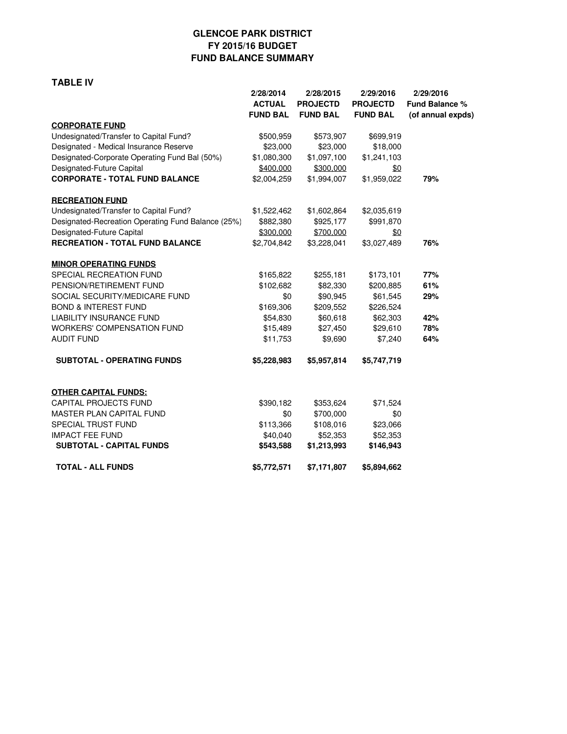# GLENCOE PARK DISTRICT
## FY 2015/16 BUDGET
## FUND BALANCE SUMMARY

**TABLE IV**

| | 2/28/2014 ACTUAL FUND BAL | 2/28/2015 PROJECTD FUND BAL | 2/29/2016 PROJECTD FUND BAL | 2/29/2016 Fund Balance % (of annual expds) |
|---|---|---|---|---|
| **CORPORATE FUND** | | | | |
| Undesignated/Transfer to Capital Fund? | $500,959 | $573,907 | $699,919 | |
| Designated - Medical Insurance Reserve | $23,000 | $23,000 | $18,000 | |
| Designated-Corporate Operating Fund Bal (50%) | $1,080,300 | $1,097,100 | $1,241,103 | |
| Designated-Future Capital | $400,000 | $300,000 | $0 | |
| **CORPORATE - TOTAL FUND BALANCE** | $2,004,259 | $1,994,007 | $1,959,022 | **79%** |
| **RECREATION FUND** | | | | |
| Undesignated/Transfer to Capital Fund? | $1,522,462 | $1,602,864 | $2,035,619 | |
| Designated-Recreation Operating Fund Balance (25%) | $882,380 | $925,177 | $991,870 | |
| Designated-Future Capital | $300,000 | $700,000 | $0 | |
| **RECREATION - TOTAL FUND BALANCE** | $2,704,842 | $3,228,041 | $3,027,489 | **76%** |
| **MINOR OPERATING FUNDS** | | | | |
| SPECIAL RECREATION FUND | $165,822 | $255,181 | $173,101 | **77%** |
| PENSION/RETIREMENT FUND | $102,682 | $82,330 | $200,885 | **61%** |
| SOCIAL SECURITY/MEDICARE FUND | $0 | $90,945 | $61,545 | **29%** |
| BOND & INTEREST FUND | $169,306 | $209,552 | $226,524 | |
| LIABILITY INSURANCE FUND | $54,830 | $60,618 | $62,303 | **42%** |
| WORKERS' COMPENSATION FUND | $15,489 | $27,450 | $29,610 | **78%** |
| AUDIT FUND | $11,753 | $9,690 | $7,240 | **64%** |
| **SUBTOTAL - OPERATING FUNDS** | **$5,228,983** | **$5,957,814** | **$5,747,719** | |
| **OTHER CAPITAL FUNDS:** | | | | |
| CAPITAL PROJECTS FUND | $390,182 | $353,624 | $71,524 | |
| MASTER PLAN CAPITAL FUND | $0 | $700,000 | $0 | |
| SPECIAL TRUST FUND | $113,366 | $108,016 | $23,066 | |
| IMPACT FEE FUND | $40,040 | $52,353 | $52,353 | |
| **SUBTOTAL - CAPITAL FUNDS** | **$543,588** | **$1,213,993** | **$146,943** | |
| **TOTAL - ALL FUNDS** | **$5,772,571** | **$7,171,807** | **$5,894,662** | |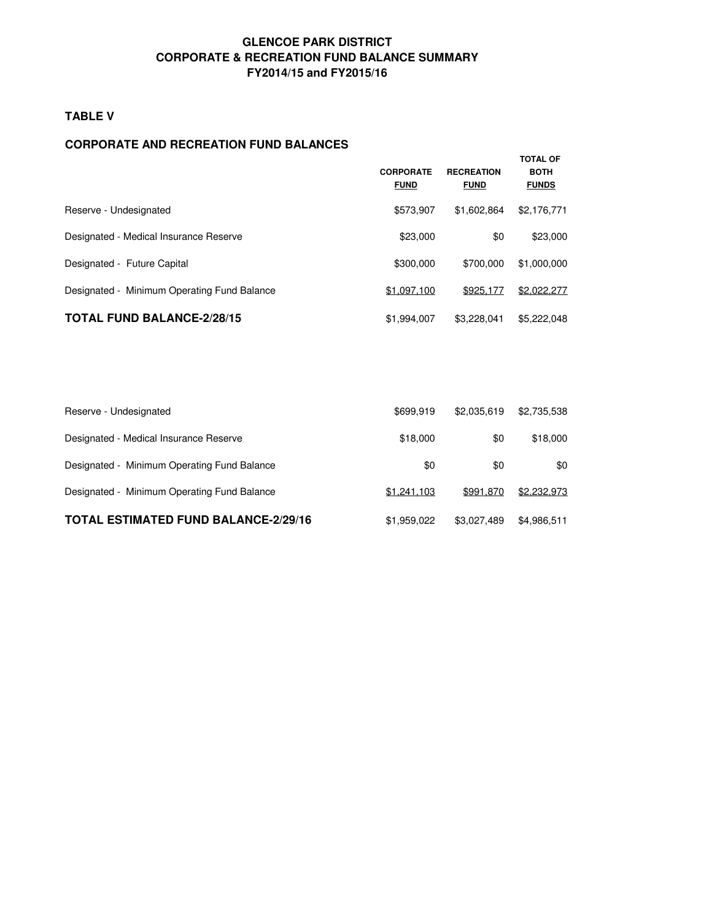# GLENCOE PARK DISTRICT
## CORPORATE & RECREATION FUND BALANCE SUMMARY
## FY2014/15 and FY2015/16

### TABLE V

### CORPORATE AND RECREATION FUND BALANCES

| | CORPORATE FUND | RECREATION FUND | TOTAL OF BOTH FUNDS |
|---|---|---|---|
| Reserve - Undesignated | $573,907 | $1,602,864 | $2,176,771 |
| Designated - Medical Insurance Reserve | $23,000 | $0 | $23,000 |
| Designated - Future Capital | $300,000 | $700,000 | $1,000,000 |
| Designated - Minimum Operating Fund Balance | $1,097,100 | $925,177 | $2,022,277 |
| **TOTAL FUND BALANCE-2/28/15** | $1,994,007 | $3,228,041 | $5,222,048 |
| | | | |
| Reserve - Undesignated | $699,919 | $2,035,619 | $2,735,538 |
| Designated - Medical Insurance Reserve | $18,000 | $0 | $18,000 |
| Designated - Minimum Operating Fund Balance | $0 | $0 | $0 |
| Designated - Minimum Operating Fund Balance | $1,241,103 | $991,870 | $2,232,973 |
| **TOTAL ESTIMATED FUND BALANCE-2/29/16** | $1,959,022 | $3,027,489 | $4,986,511 |